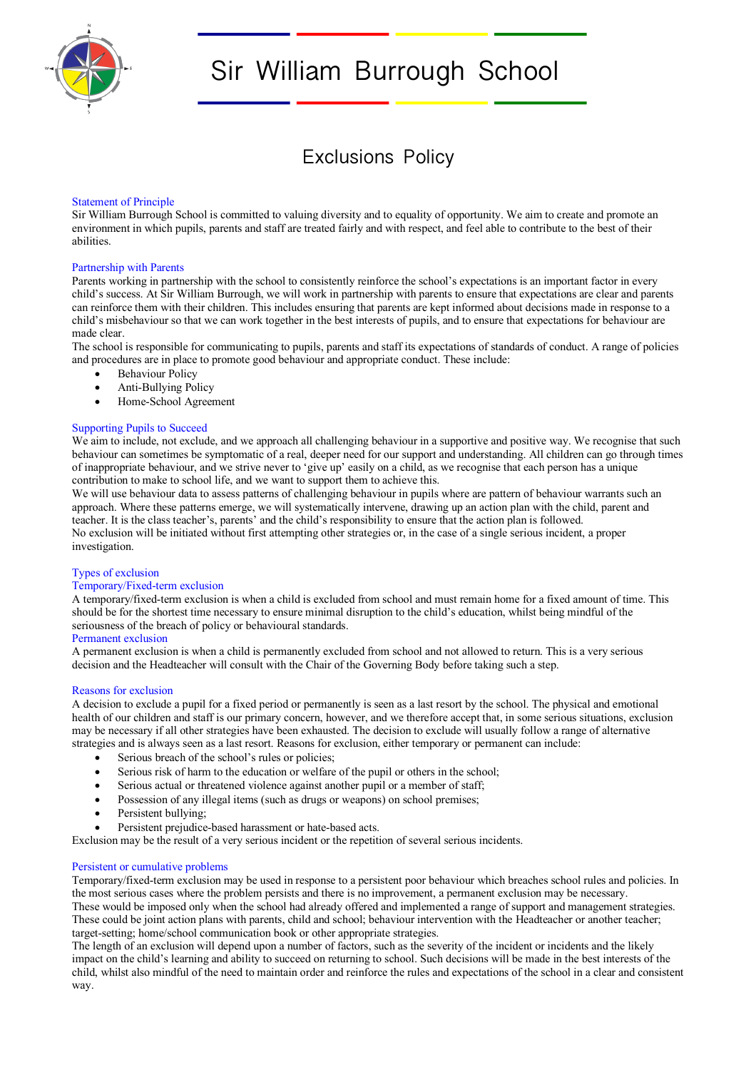# Sir William Burrough School

## Exclusions Policy

### Statement of Principle

Sir William Burrough School is committed to valuing diversity and to equality of opportunity. We aim to create and promote an environment in which pupils, parents and staff are treated fairly and with respect, and feel able to contribute to the best of their abilities.

### Partnership with Parents

Parents working in partnership with the school to consistently reinforce the school's expectations is an important factor in every child's success. At Sir William Burrough, we will work in partnership with parents to ensure that expectations are clear and parents can reinforce them with their children. This includes ensuring that parents are kept informed about decisions made in response to a child's misbehaviour so that we can work together in the best interests of pupils, and to ensure that expectations for behaviour are made clear.

The school is responsible for communicating to pupils, parents and staff its expectations of standards of conduct. A range of policies and procedures are in place to promote good behaviour and appropriate conduct. These include:

- Behaviour Policy
- Anti-Bullying Policy
- Home-School Agreement

### Supporting Pupils to Succeed

We aim to include, not exclude, and we approach all challenging behaviour in a supportive and positive way. We recognise that such behaviour can sometimes be symptomatic of a real, deeper need for our support and understanding. All children can go through times of inappropriate behaviour, and we strive never to 'give up' easily on a child, as we recognise that each person has a unique contribution to make to school life, and we want to support them to achieve this.

We will use behaviour data to assess patterns of challenging behaviour in pupils where are pattern of behaviour warrants such an approach. Where these patterns emerge, we will systematically intervene, drawing up an action plan with the child, parent and teacher. It is the class teacher's, parents' and the child's responsibility to ensure that the action plan is followed.

No exclusion will be initiated without first attempting other strategies or, in the case of a single serious incident, a proper investigation.

### Types of exclusion

#### Temporary/Fixed-term exclusion

A temporary/fixed-term exclusion is when a child is excluded from school and must remain home for a fixed amount of time. This should be for the shortest time necessary to ensure minimal disruption to the child's education, whilst being mindful of the seriousness of the breach of policy or behavioural standards.

#### Permanent exclusion

A permanent exclusion is when a child is permanently excluded from school and not allowed to return. This is a very serious decision and the Headteacher will consult with the Chair of the Governing Body before taking such a step.

### Reasons for exclusion

A decision to exclude a pupil for a fixed period or permanently is seen as a last resort by the school. The physical and emotional health of our children and staff is our primary concern, however, and we therefore accept that, in some serious situations, exclusion may be necessary if all other strategies have been exhausted. The decision to exclude will usually follow a range of alternative strategies and is always seen as a last resort. Reasons for exclusion, either temporary or permanent can include:

- Serious breach of the school's rules or policies;
- Serious risk of harm to the education or welfare of the pupil or others in the school;
- Serious actual or threatened violence against another pupil or a member of staff;
- Possession of any illegal items (such as drugs or weapons) on school premises;
- Persistent bullying;
- Persistent prejudice-based harassment or hate-based acts.

Exclusion may be the result of a very serious incident or the repetition of several serious incidents.

### Persistent or cumulative problems

Temporary/fixed-term exclusion may be used in response to a persistent poor behaviour which breaches school rules and policies. In the most serious cases where the problem persists and there is no improvement, a permanent exclusion may be necessary.

These would be imposed only when the school had already offered and implemented a range of support and management strategies. These could be joint action plans with parents, child and school; behaviour intervention with the Headteacher or another teacher; target-setting; home/school communication book or other appropriate strategies.

The length of an exclusion will depend upon a number of factors, such as the severity of the incident or incidents and the likely impact on the child's learning and ability to succeed on returning to school. Such decisions will be made in the best interests of the child, whilst also mindful of the need to maintain order and reinforce the rules and expectations of the school in a clear and consistent way.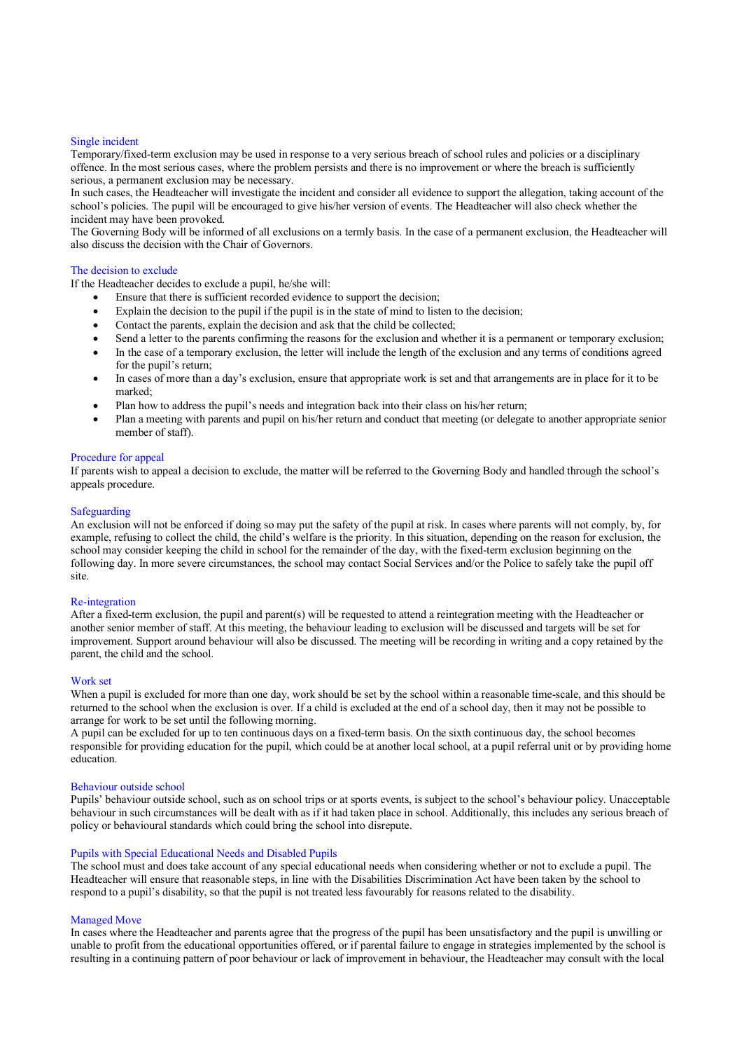### Single incident

Temporary/fixed-term exclusion may be used in response to a very serious breach of school rules and policies or a disciplinary offence. In the most serious cases, where the problem persists and there is no improvement or where the breach is sufficiently serious, a permanent exclusion may be necessary.

In such cases, the Headteacher will investigate the incident and consider all evidence to support the allegation, taking account of the school's policies. The pupil will be encouraged to give his/her version of events. The Headteacher will also check whether the incident may have been provoked.

The Governing Body will be informed of all exclusions on a termly basis. In the case of a permanent exclusion, the Headteacher will also discuss the decision with the Chair of Governors.

### The decision to exclude

If the Headteacher decides to exclude a pupil, he/she will:

- Ensure that there is sufficient recorded evidence to support the decision;
- Explain the decision to the pupil if the pupil is in the state of mind to listen to the decision;
- Contact the parents, explain the decision and ask that the child be collected;
- Send a letter to the parents confirming the reasons for the exclusion and whether it is a permanent or temporary exclusion;
- In the case of a temporary exclusion, the letter will include the length of the exclusion and any terms of conditions agreed for the pupil's return;
- In cases of more than a day's exclusion, ensure that appropriate work is set and that arrangements are in place for it to be marked;
- Plan how to address the pupil's needs and integration back into their class on his/her return;
- Plan a meeting with parents and pupil on his/her return and conduct that meeting (or delegate to another appropriate senior member of staff).

### Procedure for appeal

If parents wish to appeal a decision to exclude, the matter will be referred to the Governing Body and handled through the school's appeals procedure.

### Safeguarding

An exclusion will not be enforced if doing so may put the safety of the pupil at risk. In cases where parents will not comply, by, for example, refusing to collect the child, the child's welfare is the priority. In this situation, depending on the reason for exclusion, the school may consider keeping the child in school for the remainder of the day, with the fixed-term exclusion beginning on the following day. In more severe circumstances, the school may contact Social Services and/or the Police to safely take the pupil off site.

### Re-integration

After a fixed-term exclusion, the pupil and parent(s) will be requested to attend a reintegration meeting with the Headteacher or another senior member of staff. At this meeting, the behaviour leading to exclusion will be discussed and targets will be set for improvement. Support around behaviour will also be discussed. The meeting will be recording in writing and a copy retained by the parent, the child and the school.

### Work set

When a pupil is excluded for more than one day, work should be set by the school within a reasonable time-scale, and this should be returned to the school when the exclusion is over. If a child is excluded at the end of a school day, then it may not be possible to arrange for work to be set until the following morning.

A pupil can be excluded for up to ten continuous days on a fixed-term basis. On the sixth continuous day, the school becomes responsible for providing education for the pupil, which could be at another local school, at a pupil referral unit or by providing home education.

### Behaviour outside school

Pupils' behaviour outside school, such as on school trips or at sports events, is subject to the school's behaviour policy. Unacceptable behaviour in such circumstances will be dealt with as if it had taken place in school. Additionally, this includes any serious breach of policy or behavioural standards which could bring the school into disrepute.

### Pupils with Special Educational Needs and Disabled Pupils

The school must and does take account of any special educational needs when considering whether or not to exclude a pupil. The Headteacher will ensure that reasonable steps, in line with the Disabilities Discrimination Act have been taken by the school to respond to a pupil's disability, so that the pupil is not treated less favourably for reasons related to the disability.

### Managed Move

In cases where the Headteacher and parents agree that the progress of the pupil has been unsatisfactory and the pupil is unwilling or unable to profit from the educational opportunities offered, or if parental failure to engage in strategies implemented by the school is resulting in a continuing pattern of poor behaviour or lack of improvement in behaviour, the Headteacher may consult with the local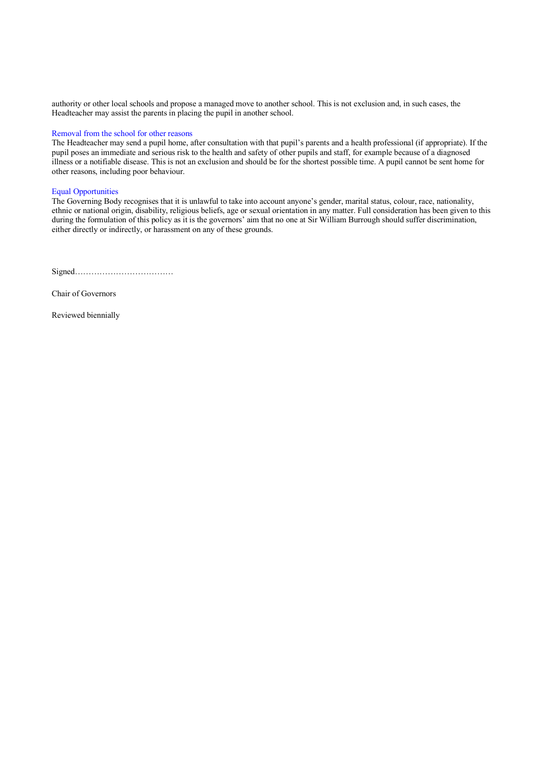authority or other local schools and propose a managed move to another school. This is not exclusion and, in such cases, the Headteacher may assist the parents in placing the pupil in another school.

### Removal from the school for other reasons

The Headteacher may send a pupil home, after consultation with that pupil's parents and a health professional (if appropriate). If the pupil poses an immediate and serious risk to the health and safety of other pupils and staff, for example because of a diagnosed illness or a notifiable disease. This is not an exclusion and should be for the shortest possible time. A pupil cannot be sent home for other reasons, including poor behaviour.

### Equal Opportunities

The Governing Body recognises that it is unlawful to take into account anyone's gender, marital status, colour, race, nationality, ethnic or national origin, disability, religious beliefs, age or sexual orientation in any matter. Full consideration has been given to this during the formulation of this policy as it is the governors' aim that no one at Sir William Burrough should suffer discrimination, either directly or indirectly, or harassment on any of these grounds.

Signed………………………………

Chair of Governors

Reviewed biennially